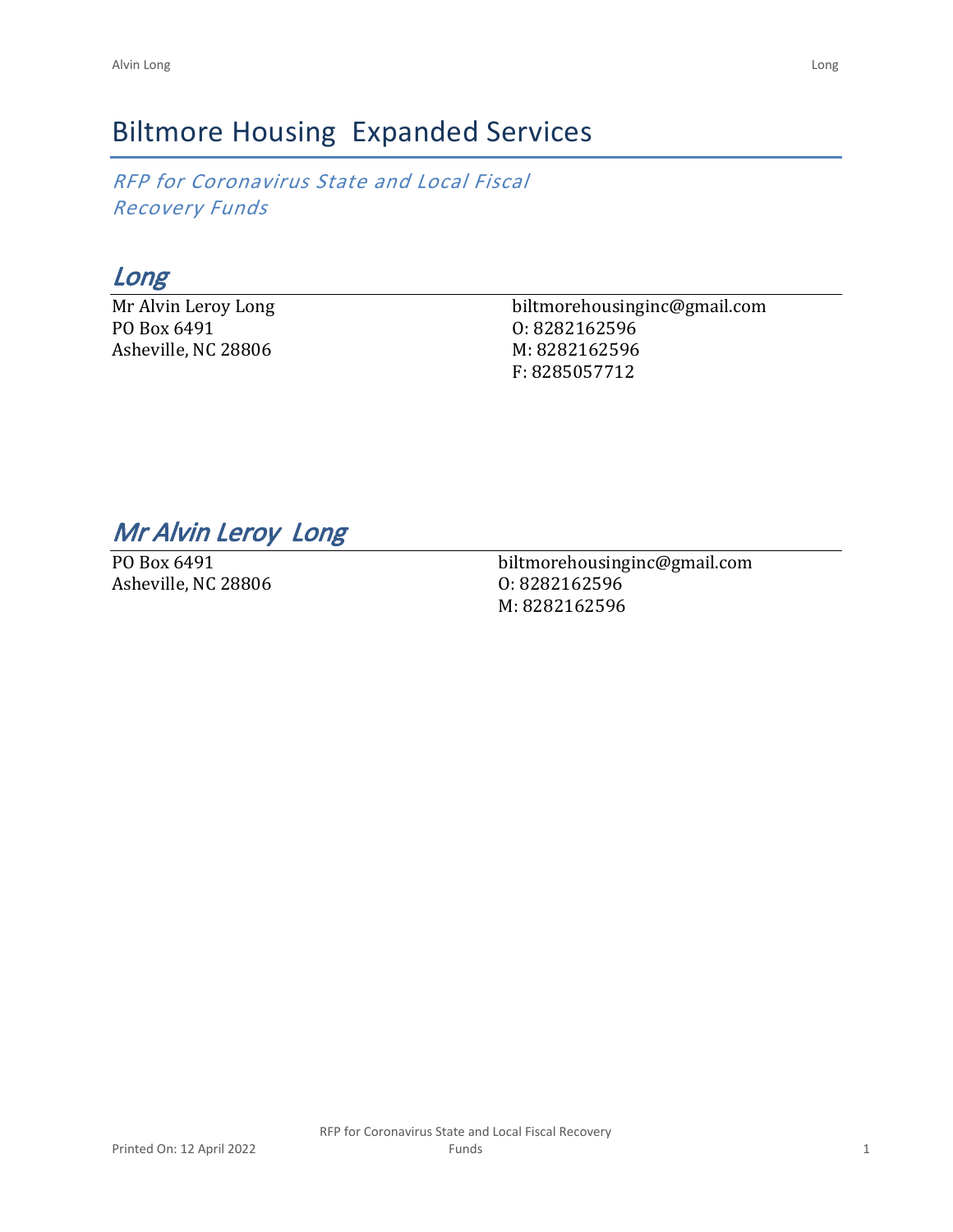# Biltmore Housing  Expanded Services

*RFP for Coronavirus State and Local Fiscal Recovery Funds*

## *Long*

Mr Alvin Leroy Long
PO Box 6491
Asheville, NC 28806

biltmorehousinginc@gmail.com
O: 8282162596
M: 8282162596
F: 8285057712

## *Mr Alvin Leroy  Long*

PO Box 6491
Asheville, NC 28806

biltmorehousinginc@gmail.com
O: 8282162596
M: 8282162596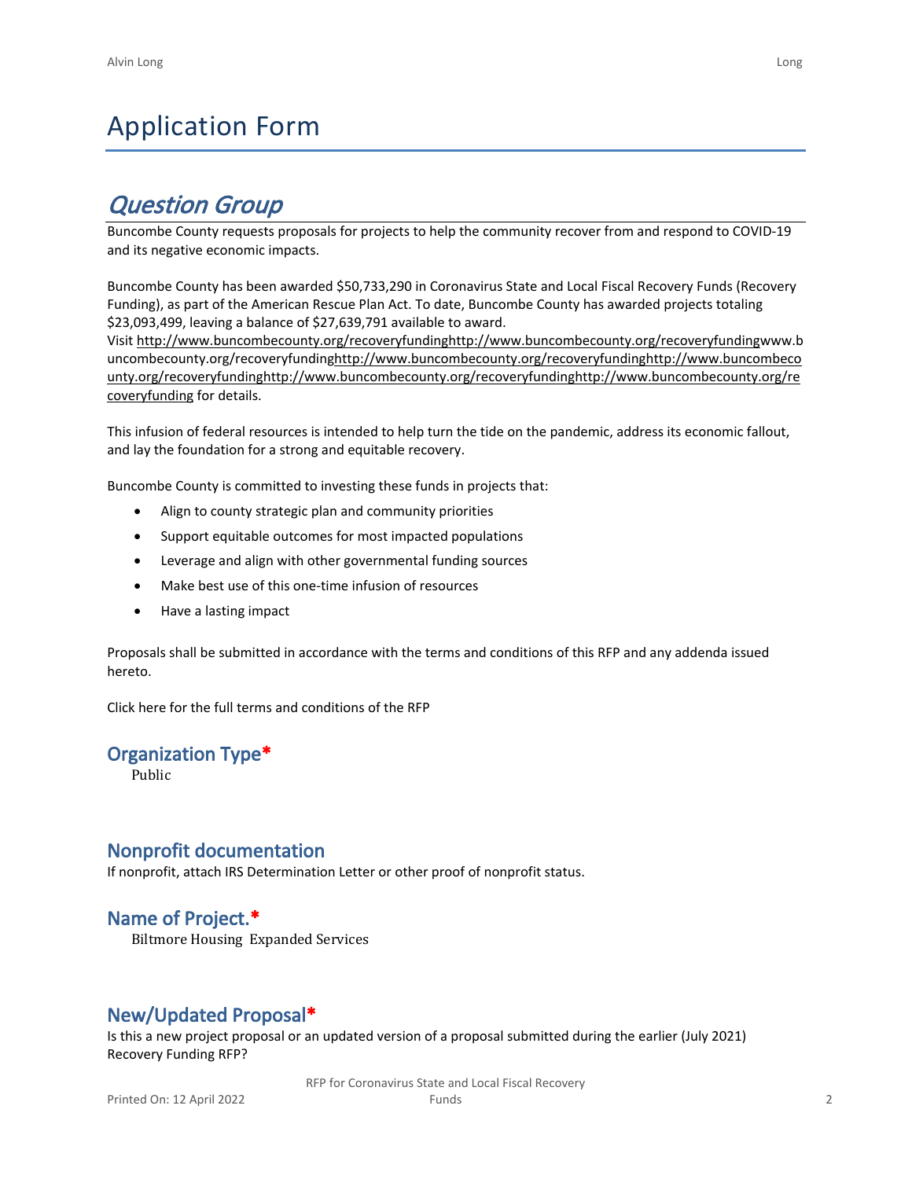# Application Form

## *Question Group*

Buncombe County requests proposals for projects to help the community recover from and respond to COVID-19 and its negative economic impacts.

Buncombe County has been awarded $50,733,290 in Coronavirus State and Local Fiscal Recovery Funds (Recovery Funding), as part of the American Rescue Plan Act. To date, Buncombe County has awarded projects totaling $23,093,499, leaving a balance of $27,639,791 available to award.
Visit http://www.buncombecounty.org/recoveryfundinghttp://www.buncombecounty.org/recoveryfundingwww.buncombecounty.org/recoveryfundinghttp://www.buncombecounty.org/recoveryfundinghttp://www.buncombecounty.org/recoveryfundinghttp://www.buncombecounty.org/recoveryfundinghttp://www.buncombecounty.org/recoveryfunding for details.

This infusion of federal resources is intended to help turn the tide on the pandemic, address its economic fallout, and lay the foundation for a strong and equitable recovery.

Buncombe County is committed to investing these funds in projects that:

- Align to county strategic plan and community priorities
- Support equitable outcomes for most impacted populations
- Leverage and align with other governmental funding sources
- Make best use of this one-time infusion of resources
- Have a lasting impact

Proposals shall be submitted in accordance with the terms and conditions of this RFP and any addenda issued hereto.

Click here for the full terms and conditions of the RFP

### Organization Type*

Public

### Nonprofit documentation

If nonprofit, attach IRS Determination Letter or other proof of nonprofit status.

### Name of Project.*

Biltmore Housing  Expanded Services

### New/Updated Proposal*

Is this a new project proposal or an updated version of a proposal submitted during the earlier (July 2021) Recovery Funding RFP?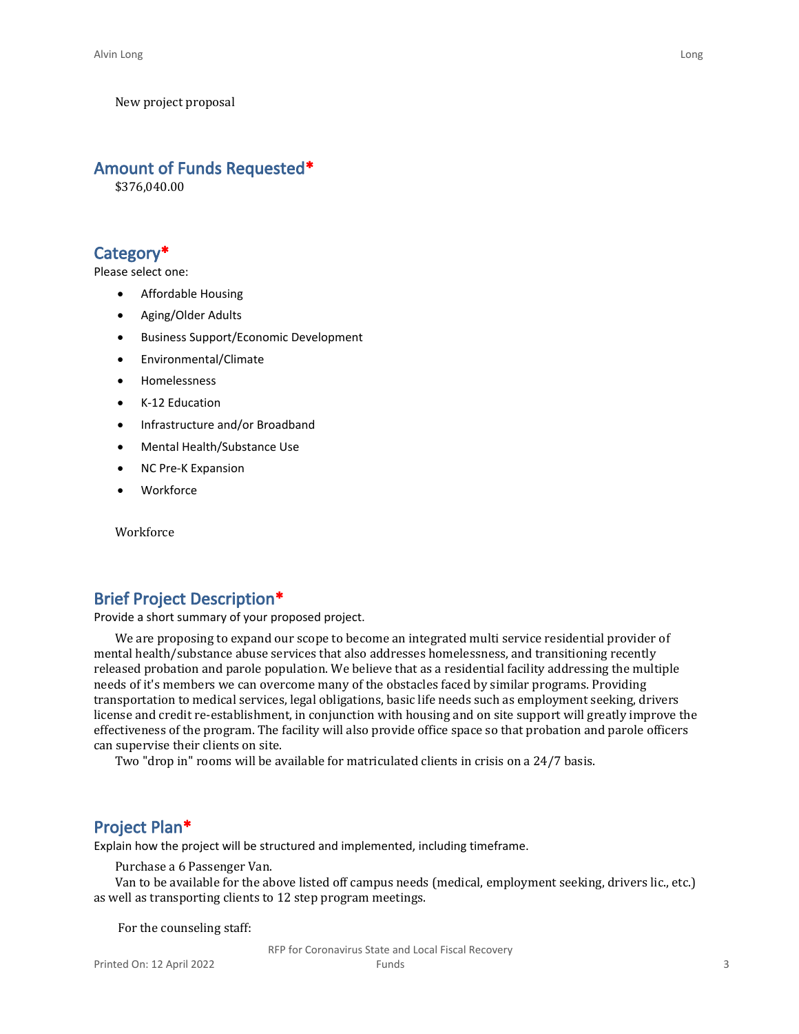New project proposal

## Amount of Funds Requested*

$376,040.00

## Category*

Please select one:

- Affordable Housing
- Aging/Older Adults
- Business Support/Economic Development
- Environmental/Climate
- Homelessness
- K-12 Education
- Infrastructure and/or Broadband
- Mental Health/Substance Use
- NC Pre-K Expansion
- Workforce

Workforce

## Brief Project Description*

Provide a short summary of your proposed project.

We are proposing to expand our scope to become an integrated multi service residential provider of mental health/substance abuse services that also addresses homelessness, and transitioning recently released probation and parole population. We believe that as a residential facility addressing the multiple needs of it's members we can overcome many of the obstacles faced by similar programs. Providing transportation to medical services, legal obligations, basic life needs such as employment seeking, drivers license and credit re-establishment, in conjunction with housing and on site support will greatly improve the effectiveness of the program. The facility will also provide office space so that probation and parole officers can supervise their clients on site.

Two "drop in" rooms will be available for matriculated clients in crisis on a 24/7 basis.

## Project Plan*

Explain how the project will be structured and implemented, including timeframe.

Purchase a 6 Passenger Van.

Van to be available for the above listed off campus needs (medical, employment seeking, drivers lic., etc.) as well as transporting clients to 12 step program meetings.

For the counseling staff: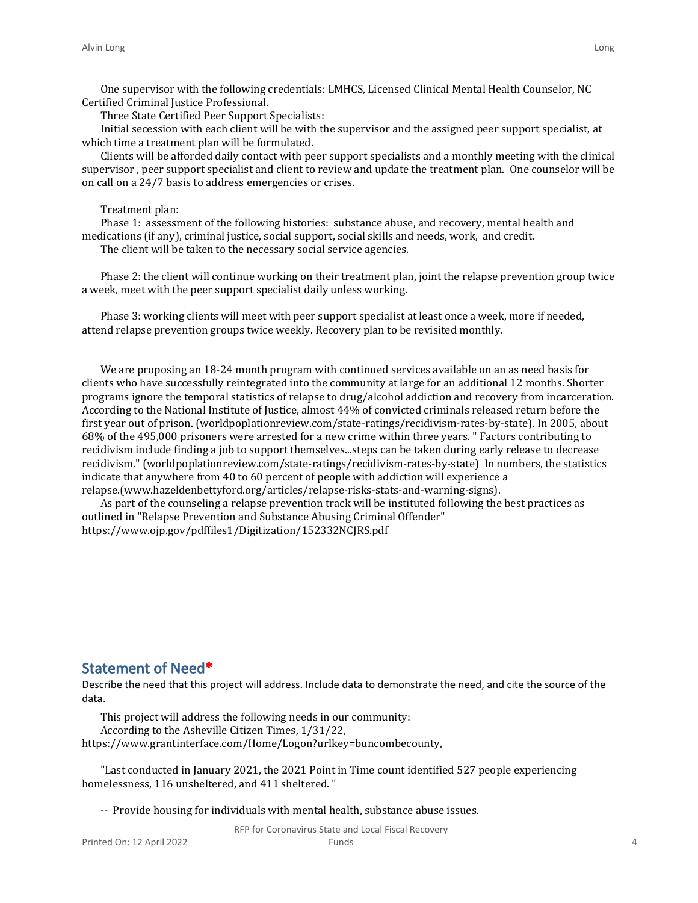One supervisor with the following credentials: LMHCS, Licensed Clinical Mental Health Counselor, NC Certified Criminal Justice Professional.

Three State Certified Peer Support Specialists:

Initial secession with each client will be with the supervisor and the assigned peer support specialist, at which time a treatment plan will be formulated.

Clients will be afforded daily contact with peer support specialists and a monthly meeting with the clinical supervisor , peer support specialist and client to review and update the treatment plan. One counselor will be on call on a 24/7 basis to address emergencies or crises.

Treatment plan:

Phase 1: assessment of the following histories: substance abuse, and recovery, mental health and medications (if any), criminal justice, social support, social skills and needs, work, and credit.

The client will be taken to the necessary social service agencies.

Phase 2: the client will continue working on their treatment plan, joint the relapse prevention group twice a week, meet with the peer support specialist daily unless working.

Phase 3: working clients will meet with peer support specialist at least once a week, more if needed, attend relapse prevention groups twice weekly. Recovery plan to be revisited monthly.

We are proposing an 18-24 month program with continued services available on an as need basis for clients who have successfully reintegrated into the community at large for an additional 12 months. Shorter programs ignore the temporal statistics of relapse to drug/alcohol addiction and recovery from incarceration. According to the National Institute of Justice, almost 44% of convicted criminals released return before the first year out of prison. (worldpoplationreview.com/state-ratings/recidivism-rates-by-state). In 2005, about 68% of the 495,000 prisoners were arrested for a new crime within three years. " Factors contributing to recidivism include finding a job to support themselves...steps can be taken during early release to decrease recidivism." (worldpoplationreview.com/state-ratings/recidivism-rates-by-state) In numbers, the statistics indicate that anywhere from 40 to 60 percent of people with addiction will experience a relapse.(www.hazeldenbettyford.org/articles/relapse-risks-stats-and-warning-signs).

As part of the counseling a relapse prevention track will be instituted following the best practices as outlined in "Relapse Prevention and Substance Abusing Criminal Offender" https://www.ojp.gov/pdffiles1/Digitization/152332NCJRS.pdf

## Statement of Need*

Describe the need that this project will address. Include data to demonstrate the need, and cite the source of the data.

This project will address the following needs in our community:

According to the Asheville Citizen Times, 1/31/22, https://www.grantinterface.com/Home/Logon?urlkey=buncombecounty,

"Last conducted in January 2021, the 2021 Point in Time count identified 527 people experiencing homelessness, 116 unsheltered, and 411 sheltered. "

-- Provide housing for individuals with mental health, substance abuse issues.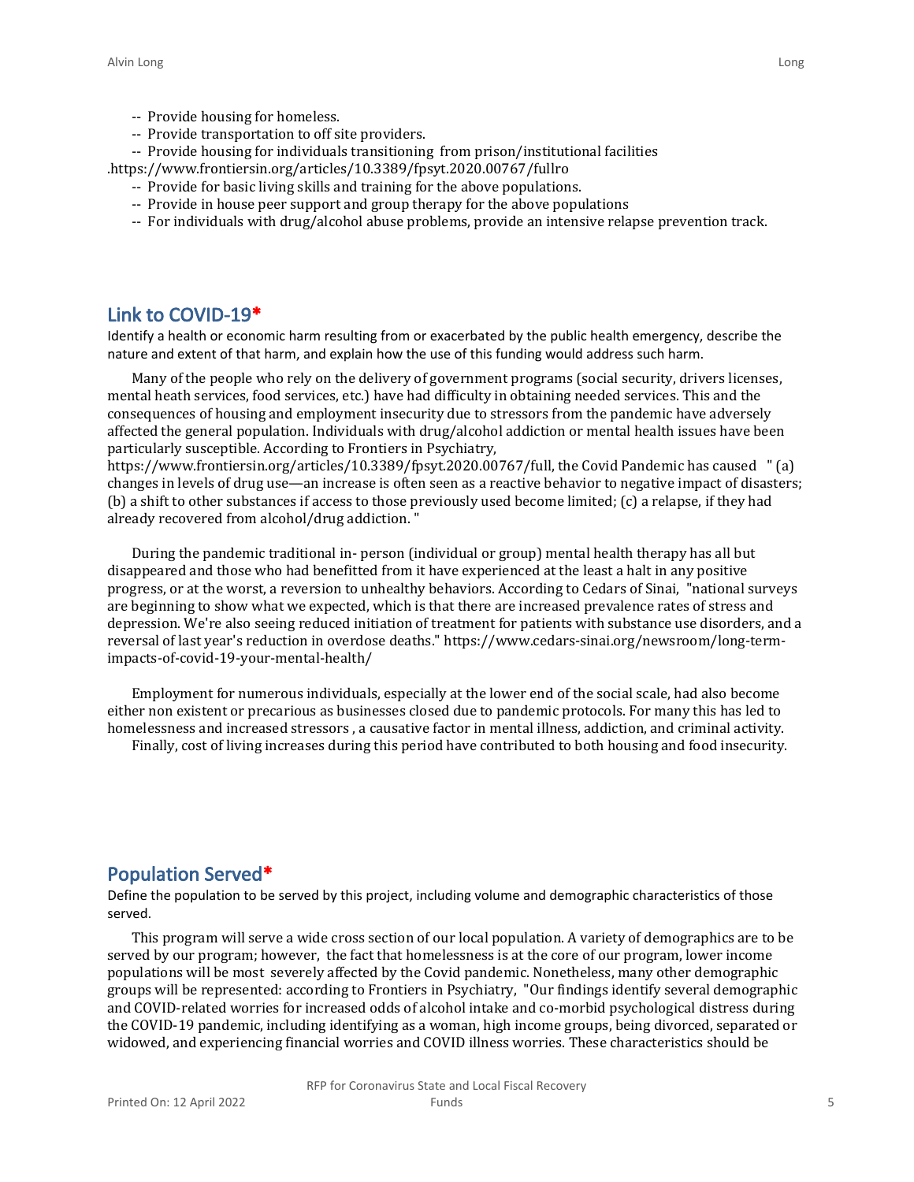-- Provide housing for homeless.

-- Provide transportation to off site providers.

-- Provide housing for individuals transitioning from prison/institutional facilities .https://www.frontiersin.org/articles/10.3389/fpsyt.2020.00767/fullro

-- Provide for basic living skills and training for the above populations.

-- Provide in house peer support and group therapy for the above populations

-- For individuals with drug/alcohol abuse problems, provide an intensive relapse prevention track.

## Link to COVID-19*

Identify a health or economic harm resulting from or exacerbated by the public health emergency, describe the nature and extent of that harm, and explain how the use of this funding would address such harm.

Many of the people who rely on the delivery of government programs (social security, drivers licenses, mental heath services, food services, etc.) have had difficulty in obtaining needed services. This and the consequences of housing and employment insecurity due to stressors from the pandemic have adversely affected the general population. Individuals with drug/alcohol addiction or mental health issues have been particularly susceptible. According to Frontiers in Psychiatry, https://www.frontiersin.org/articles/10.3389/fpsyt.2020.00767/full, the Covid Pandemic has caused " (a) changes in levels of drug use—an increase is often seen as a reactive behavior to negative impact of disasters; (b) a shift to other substances if access to those previously used become limited; (c) a relapse, if they had already recovered from alcohol/drug addiction. "

During the pandemic traditional in- person (individual or group) mental health therapy has all but disappeared and those who had benefitted from it have experienced at the least a halt in any positive progress, or at the worst, a reversion to unhealthy behaviors. According to Cedars of Sinai, "national surveys are beginning to show what we expected, which is that there are increased prevalence rates of stress and depression. We're also seeing reduced initiation of treatment for patients with substance use disorders, and a reversal of last year's reduction in overdose deaths." https://www.cedars-sinai.org/newsroom/long-term-impacts-of-covid-19-your-mental-health/

Employment for numerous individuals, especially at the lower end of the social scale, had also become either non existent or precarious as businesses closed due to pandemic protocols. For many this has led to homelessness and increased stressors , a causative factor in mental illness, addiction, and criminal activity.

Finally, cost of living increases during this period have contributed to both housing and food insecurity.

## Population Served*

Define the population to be served by this project, including volume and demographic characteristics of those served.

This program will serve a wide cross section of our local population. A variety of demographics are to be served by our program; however, the fact that homelessness is at the core of our program, lower income populations will be most severely affected by the Covid pandemic. Nonetheless, many other demographic groups will be represented: according to Frontiers in Psychiatry, "Our findings identify several demographic and COVID-related worries for increased odds of alcohol intake and co-morbid psychological distress during the COVID-19 pandemic, including identifying as a woman, high income groups, being divorced, separated or widowed, and experiencing financial worries and COVID illness worries. These characteristics should be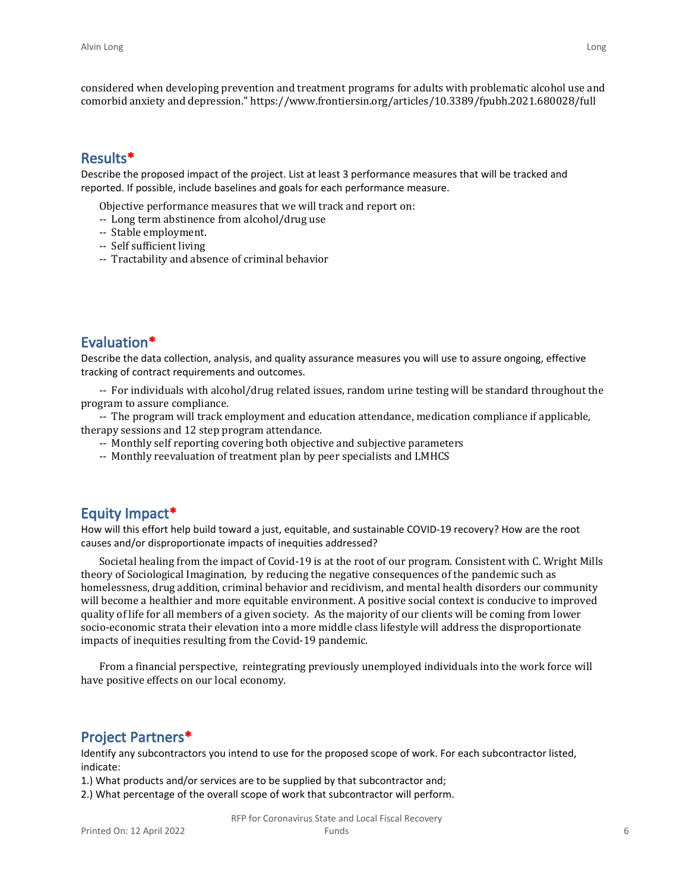considered when developing prevention and treatment programs for adults with problematic alcohol use and comorbid anxiety and depression." https://www.frontiersin.org/articles/10.3389/fpubh.2021.680028/full

## Results*

Describe the proposed impact of the project. List at least 3 performance measures that will be tracked and reported. If possible, include baselines and goals for each performance measure.

Objective performance measures that we will track and report on:

-- Long term abstinence from alcohol/drug use

-- Stable employment.

-- Self sufficient living

-- Tractability and absence of criminal behavior

## Evaluation*

Describe the data collection, analysis, and quality assurance measures you will use to assure ongoing, effective tracking of contract requirements and outcomes.

-- For individuals with alcohol/drug related issues, random urine testing will be standard throughout the program to assure compliance.

-- The program will track employment and education attendance, medication compliance if applicable, therapy sessions and 12 step program attendance.

-- Monthly self reporting covering both objective and subjective parameters

-- Monthly reevaluation of treatment plan by peer specialists and LMHCS

## Equity Impact*

How will this effort help build toward a just, equitable, and sustainable COVID-19 recovery? How are the root causes and/or disproportionate impacts of inequities addressed?

Societal healing from the impact of Covid-19 is at the root of our program. Consistent with C. Wright Mills theory of Sociological Imagination, by reducing the negative consequences of the pandemic such as homelessness, drug addition, criminal behavior and recidivism, and mental health disorders our community will become a healthier and more equitable environment. A positive social context is conducive to improved quality of life for all members of a given society. As the majority of our clients will be coming from lower socio-economic strata their elevation into a more middle class lifestyle will address the disproportionate impacts of inequities resulting from the Covid-19 pandemic.

From a financial perspective, reintegrating previously unemployed individuals into the work force will have positive effects on our local economy.

## Project Partners*

Identify any subcontractors you intend to use for the proposed scope of work. For each subcontractor listed, indicate:

1.) What products and/or services are to be supplied by that subcontractor and;

2.) What percentage of the overall scope of work that subcontractor will perform.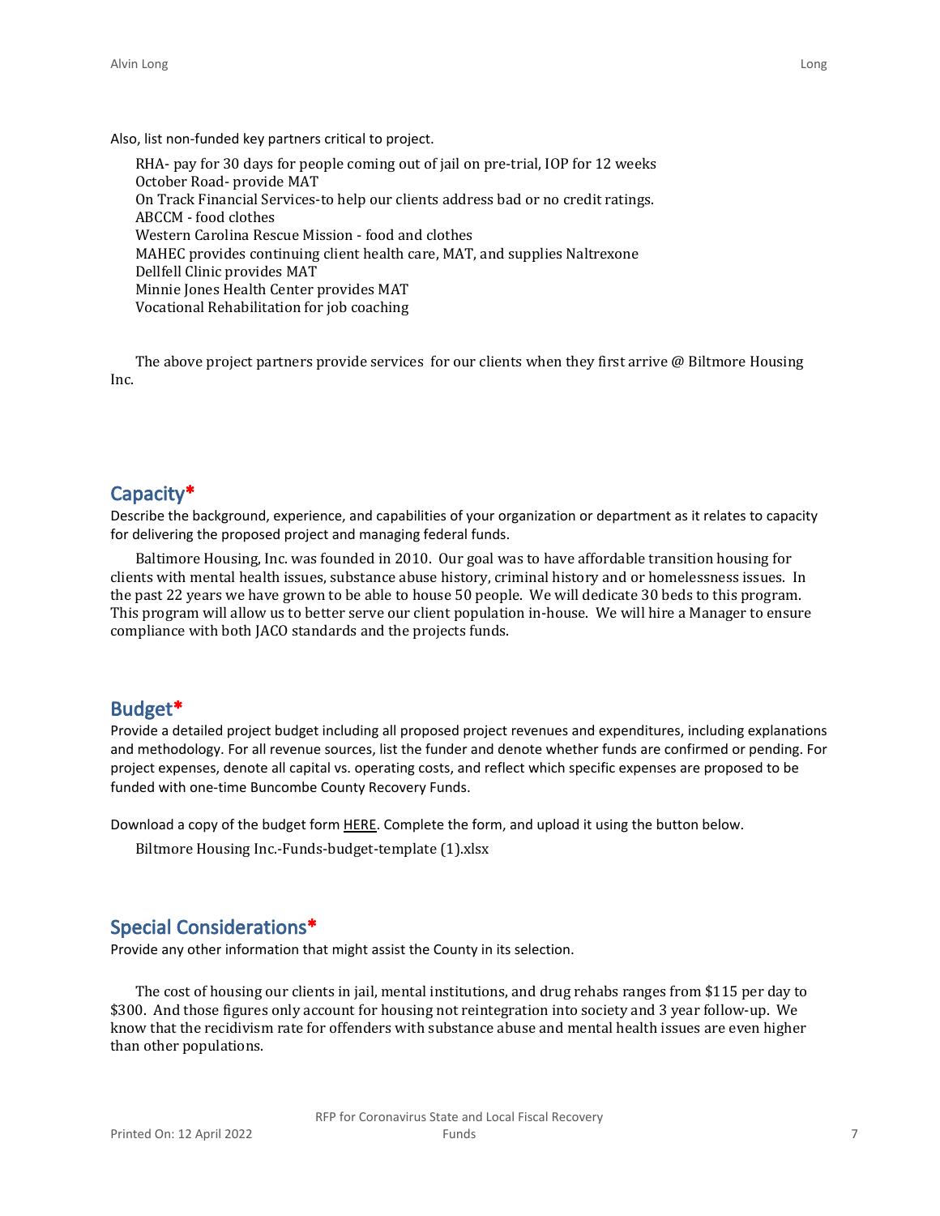Also, list non-funded key partners critical to project.

RHA- pay for 30 days for people coming out of jail on pre-trial, IOP for 12 weeks
October Road- provide MAT
On Track Financial Services-to help our clients address bad or no credit ratings.
ABCCM - food clothes
Western Carolina Rescue Mission - food and clothes
MAHEC provides continuing client health care, MAT, and supplies Naltrexone
Dellfell Clinic provides MAT
Minnie Jones Health Center provides MAT
Vocational Rehabilitation for job coaching

The above project partners provide services for our clients when they first arrive @ Biltmore Housing Inc.

## Capacity*

Describe the background, experience, and capabilities of your organization or department as it relates to capacity for delivering the proposed project and managing federal funds.

Baltimore Housing, Inc. was founded in 2010. Our goal was to have affordable transition housing for clients with mental health issues, substance abuse history, criminal history and or homelessness issues. In the past 22 years we have grown to be able to house 50 people. We will dedicate 30 beds to this program. This program will allow us to better serve our client population in-house. We will hire a Manager to ensure compliance with both JACO standards and the projects funds.

## Budget*

Provide a detailed project budget including all proposed project revenues and expenditures, including explanations and methodology. For all revenue sources, list the funder and denote whether funds are confirmed or pending. For project expenses, denote all capital vs. operating costs, and reflect which specific expenses are proposed to be funded with one-time Buncombe County Recovery Funds.

Download a copy of the budget form HERE. Complete the form, and upload it using the button below.

Biltmore Housing Inc.-Funds-budget-template (1).xlsx

## Special Considerations*

Provide any other information that might assist the County in its selection.

The cost of housing our clients in jail, mental institutions, and drug rehabs ranges from $115 per day to $300. And those figures only account for housing not reintegration into society and 3 year follow-up. We know that the recidivism rate for offenders with substance abuse and mental health issues are even higher than other populations.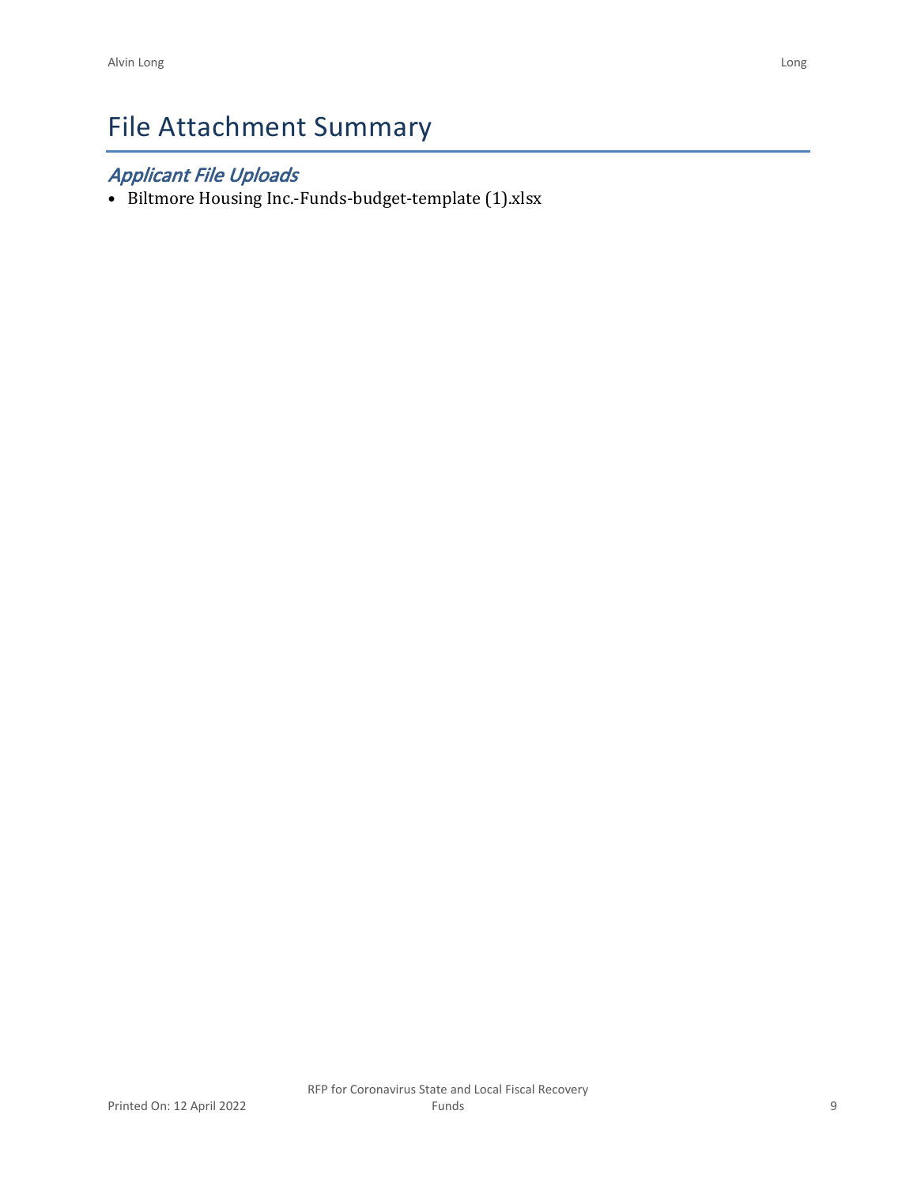# File Attachment Summary

## *Applicant File Uploads*

- Biltmore Housing Inc.-Funds-budget-template (1).xlsx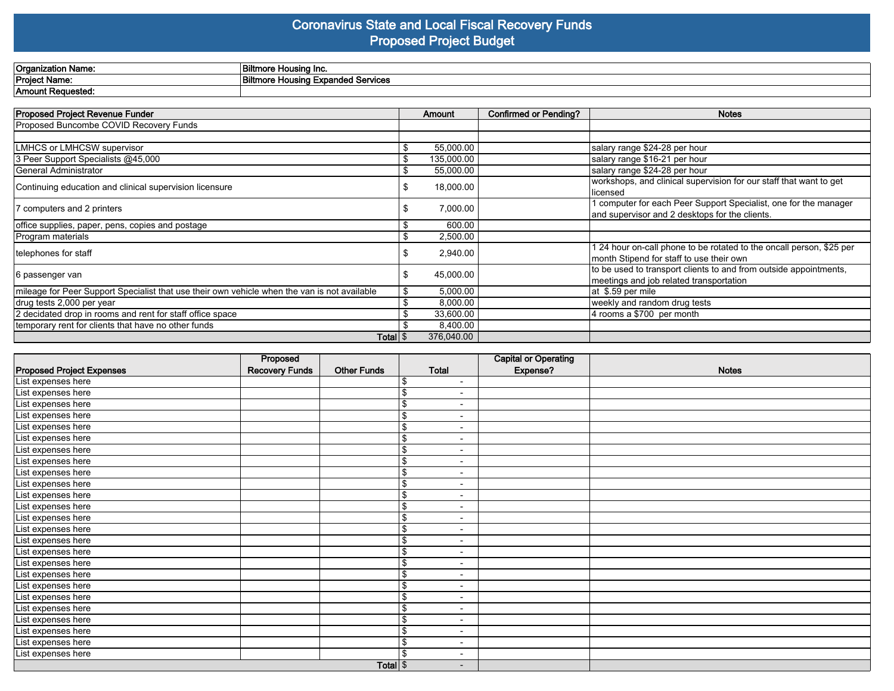# Coronavirus State and Local Fiscal Recovery Funds
## Proposed Project Budget

| | |
|---|---|
| **Organization Name:** | **Biltmore Housing Inc.** |
| **Project Name:** | **Biltmore Housing Expanded Services** |
| **Amount Requested:** | |

| **Proposed Project Revenue Funder** | **Amount** | **Confirmed or Pending?** | **Notes** |
|---|---|---|---|
| Proposed Buncombe COVID Recovery Funds | | | |
| | | | |
| LMHCS or LMHCSW supervisor | $ 55,000.00 | | salary range $24-28 per hour |
| 3 Peer Support Specialists @45,000 | $ 135,000.00 | | salary range $16-21 per hour |
| General Administrator | $ 55,000.00 | | salary range $24-28 per hour |
| Continuing education and clinical supervision licensure | $ 18,000.00 | | workshops, and clinical supervision for our staff that want to get licensed |
| 7 computers and 2 printers | $ 7,000.00 | | 1 computer for each Peer Support Specialist, one for the manager and supervisor and 2 desktops for the clients. |
| office supplies, paper, pens, copies and postage | $ 600.00 | | |
| Program materials | $ 2,500.00 | | |
| telephones for staff | $ 2,940.00 | | 1 24 hour on-call phone to be rotated to the oncall person, $25 per month Stipend for staff to use their own |
| 6 passenger van | $ 45,000.00 | | to be used to transport clients to and from outside appointments, meetings and job related transportation |
| mileage for Peer Support Specialist that use their own vehicle when the van is not available | $ 5,000.00 | | at $.59 per mile |
| drug tests 2,000 per year | $ 8,000.00 | | weekly and random drug tests |
| 2 decidated drop in rooms and rent for staff office space | $ 33,600.00 | | 4 rooms a $700 per month |
| temporary rent for clients that have no other funds | $ 8,400.00 | | |
| **Total** | $ 376,040.00 | | |

| **Proposed Project Expenses** | **Proposed Recovery Funds** | **Other Funds** | **Total** | **Capital or Operating Expense?** | **Notes** |
|---|---|---|---|---|---|
| List expenses here | | | $ - | | |
| List expenses here | | | $ - | | |
| List expenses here | | | $ - | | |
| List expenses here | | | $ - | | |
| List expenses here | | | $ - | | |
| List expenses here | | | $ - | | |
| List expenses here | | | $ - | | |
| List expenses here | | | $ - | | |
| List expenses here | | | $ - | | |
| List expenses here | | | $ - | | |
| List expenses here | | | $ - | | |
| List expenses here | | | $ - | | |
| List expenses here | | | $ - | | |
| List expenses here | | | $ - | | |
| List expenses here | | | $ - | | |
| List expenses here | | | $ - | | |
| List expenses here | | | $ - | | |
| List expenses here | | | $ - | | |
| List expenses here | | | $ - | | |
| List expenses here | | | $ - | | |
| List expenses here | | | $ - | | |
| List expenses here | | | $ - | | |
| List expenses here | | | $ - | | |
| List expenses here | | | $ - | | |
| List expenses here | | | $ - | | |
| **Total** | | | $ - | | |